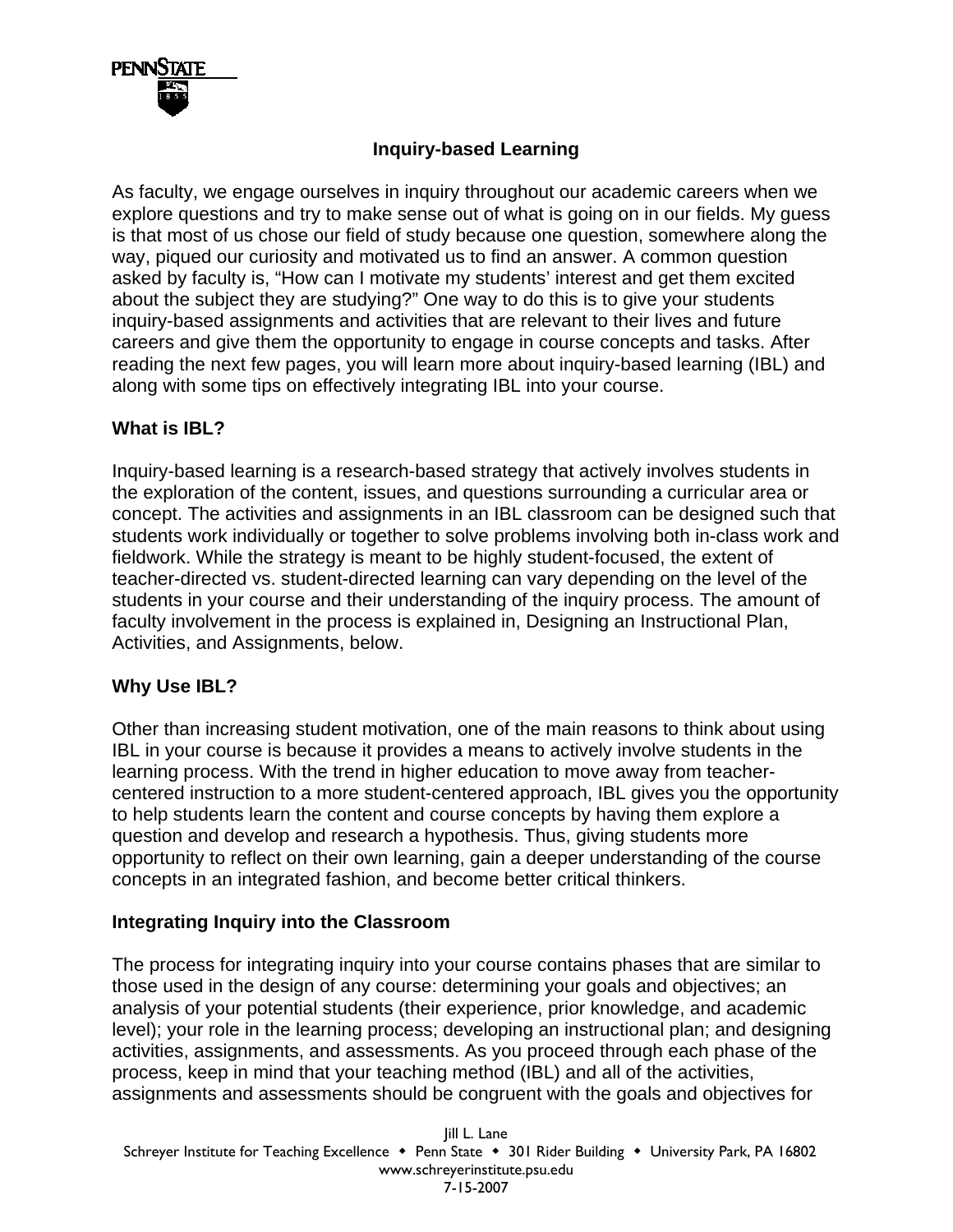# Inquiry-based Learning

As faculty, we engage ourselves in inquiry throughout our academic careers when we explore questions and try to make sense out of what is going on in our fields. My guess is that most of us chose our field of study because one question, somewhere along the way, piqued our curiosity and motivated us to find an answer. A common question asked by faculty is, "How can I motivate my students' interest and get them excited about the subject they are studying?" One way to do this is to give your students inquiry-based assignments and activities that are relevant to their lives and future careers and give them the opportunity to engage in course concepts and tasks. After reading the next few pages, you will learn more about inquiry-based learning (IBL) and along with some tips on effectively integrating IBL into your course.

## What is IBL?

Inquiry-based learning is a research-based strategy that actively involves students in the exploration of the content, issues, and questions surrounding a curricular area or concept. The activities and assignments in an IBL classroom can be designed such that students work individually or together to solve problems involving both in-class work and fieldwork. While the strategy is meant to be highly student-focused, the extent of teacher-directed vs. student-directed learning can vary depending on the level of the students in your course and their understanding of the inquiry process. The amount of faculty involvement in the process is explained in, Designing an Instructional Plan, Activities, and Assignments, below.

## Why Use IBL?

Other than increasing student motivation, one of the main reasons to think about using IBL in your course is because it provides a means to actively involve students in the learning process. With the trend in higher education to move away from teacher-centered instruction to a more student-centered approach, IBL gives you the opportunity to help students learn the content and course concepts by having them explore a question and develop and research a hypothesis. Thus, giving students more opportunity to reflect on their own learning, gain a deeper understanding of the course concepts in an integrated fashion, and become better critical thinkers.

## Integrating Inquiry into the Classroom

The process for integrating inquiry into your course contains phases that are similar to those used in the design of any course: determining your goals and objectives; an analysis of your potential students (their experience, prior knowledge, and academic level); your role in the learning process; developing an instructional plan; and designing activities, assignments, and assessments. As you proceed through each phase of the process, keep in mind that your teaching method (IBL) and all of the activities, assignments and assessments should be congruent with the goals and objectives for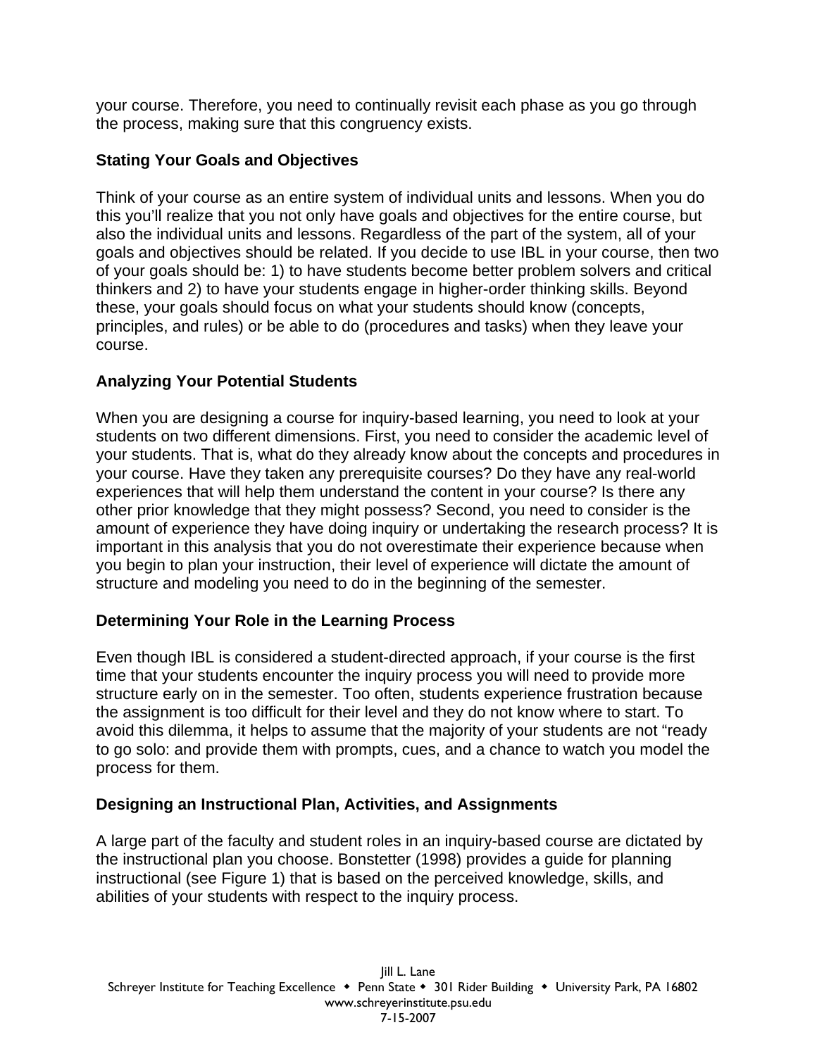your course. Therefore, you need to continually revisit each phase as you go through the process, making sure that this congruency exists.

### Stating Your Goals and Objectives

Think of your course as an entire system of individual units and lessons. When you do this you'll realize that you not only have goals and objectives for the entire course, but also the individual units and lessons. Regardless of the part of the system, all of your goals and objectives should be related. If you decide to use IBL in your course, then two of your goals should be: 1) to have students become better problem solvers and critical thinkers and 2) to have your students engage in higher-order thinking skills. Beyond these, your goals should focus on what your students should know (concepts, principles, and rules) or be able to do (procedures and tasks) when they leave your course.

### Analyzing Your Potential Students

When you are designing a course for inquiry-based learning, you need to look at your students on two different dimensions. First, you need to consider the academic level of your students. That is, what do they already know about the concepts and procedures in your course. Have they taken any prerequisite courses? Do they have any real-world experiences that will help them understand the content in your course? Is there any other prior knowledge that they might possess? Second, you need to consider is the amount of experience they have doing inquiry or undertaking the research process? It is important in this analysis that you do not overestimate their experience because when you begin to plan your instruction, their level of experience will dictate the amount of structure and modeling you need to do in the beginning of the semester.

### Determining Your Role in the Learning Process

Even though IBL is considered a student-directed approach, if your course is the first time that your students encounter the inquiry process you will need to provide more structure early on in the semester. Too often, students experience frustration because the assignment is too difficult for their level and they do not know where to start. To avoid this dilemma, it helps to assume that the majority of your students are not "ready to go solo: and provide them with prompts, cues, and a chance to watch you model the process for them.

### Designing an Instructional Plan, Activities, and Assignments

A large part of the faculty and student roles in an inquiry-based course are dictated by the instructional plan you choose. Bonstetter (1998) provides a guide for planning instructional (see Figure 1) that is based on the perceived knowledge, skills, and abilities of your students with respect to the inquiry process.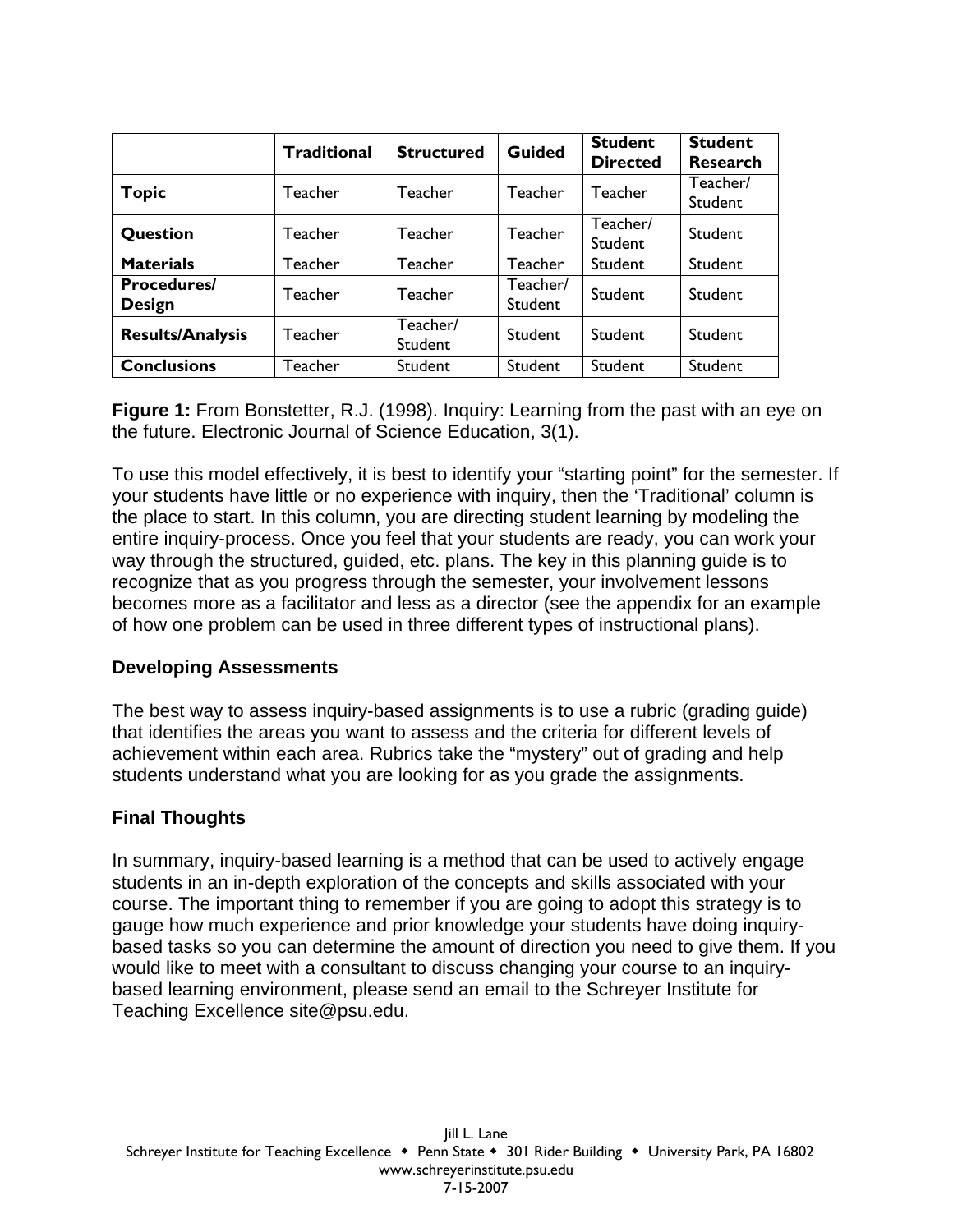| | Traditional | Structured | Guided | Student Directed | Student Research |
|---|---|---|---|---|---|
| **Topic** | Teacher | Teacher | Teacher | Teacher | Teacher/ Student |
| **Question** | Teacher | Teacher | Teacher | Teacher/ Student | Student |
| **Materials** | Teacher | Teacher | Teacher | Student | Student |
| **Procedures/ Design** | Teacher | Teacher | Teacher/ Student | Student | Student |
| **Results/Analysis** | Teacher | Teacher/ Student | Student | Student | Student |
| **Conclusions** | Teacher | Student | Student | Student | Student |

**Figure 1:** From Bonstetter, R.J. (1998). Inquiry: Learning from the past with an eye on the future. Electronic Journal of Science Education, 3(1).

To use this model effectively, it is best to identify your "starting point" for the semester. If your students have little or no experience with inquiry, then the 'Traditional' column is the place to start. In this column, you are directing student learning by modeling the entire inquiry-process. Once you feel that your students are ready, you can work your way through the structured, guided, etc. plans. The key in this planning guide is to recognize that as you progress through the semester, your involvement lessons becomes more as a facilitator and less as a director (see the appendix for an example of how one problem can be used in three different types of instructional plans).

### Developing Assessments

The best way to assess inquiry-based assignments is to use a rubric (grading guide) that identifies the areas you want to assess and the criteria for different levels of achievement within each area. Rubrics take the "mystery" out of grading and help students understand what you are looking for as you grade the assignments.

### Final Thoughts

In summary, inquiry-based learning is a method that can be used to actively engage students in an in-depth exploration of the concepts and skills associated with your course. The important thing to remember if you are going to adopt this strategy is to gauge how much experience and prior knowledge your students have doing inquiry-based tasks so you can determine the amount of direction you need to give them. If you would like to meet with a consultant to discuss changing your course to an inquiry-based learning environment, please send an email to the Schreyer Institute for Teaching Excellence site@psu.edu.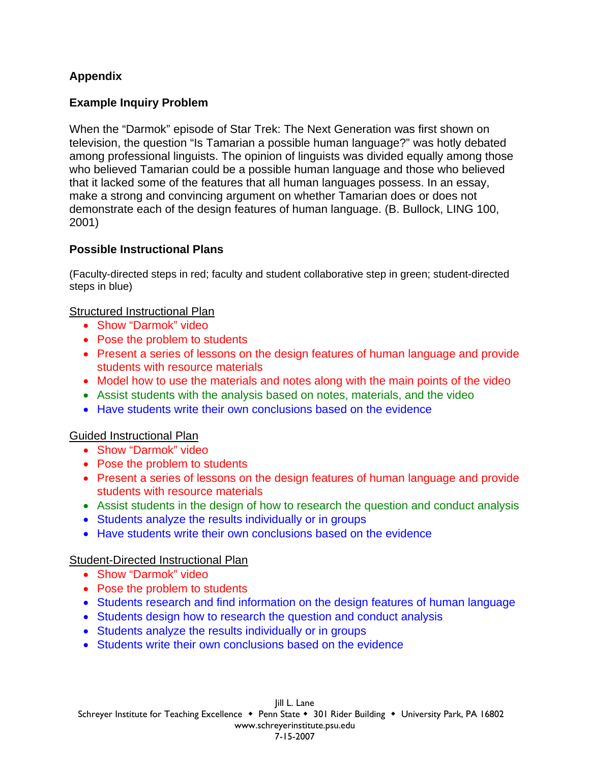## Appendix

### Example Inquiry Problem

When the “Darmok” episode of Star Trek: The Next Generation was first shown on television, the question “Is Tamarian a possible human language?” was hotly debated among professional linguists. The opinion of linguists was divided equally among those who believed Tamarian could be a possible human language and those who believed that it lacked some of the features that all human languages possess. In an essay, make a strong and convincing argument on whether Tamarian does or does not demonstrate each of the design features of human language. (B. Bullock, LING 100, 2001)

### Possible Instructional Plans

(Faculty-directed steps in red; faculty and student collaborative step in green; student-directed steps in blue)

Structured Instructional Plan

- Show “Darmok” video
- Pose the problem to students
- Present a series of lessons on the design features of human language and provide students with resource materials
- Model how to use the materials and notes along with the main points of the video
- Assist students with the analysis based on notes, materials, and the video
- Have students write their own conclusions based on the evidence

Guided Instructional Plan

- Show “Darmok” video
- Pose the problem to students
- Present a series of lessons on the design features of human language and provide students with resource materials
- Assist students in the design of how to research the question and conduct analysis
- Students analyze the results individually or in groups
- Have students write their own conclusions based on the evidence

Student-Directed Instructional Plan

- Show “Darmok” video
- Pose the problem to students
- Students research and find information on the design features of human language
- Students design how to research the question and conduct analysis
- Students analyze the results individually or in groups
- Students write their own conclusions based on the evidence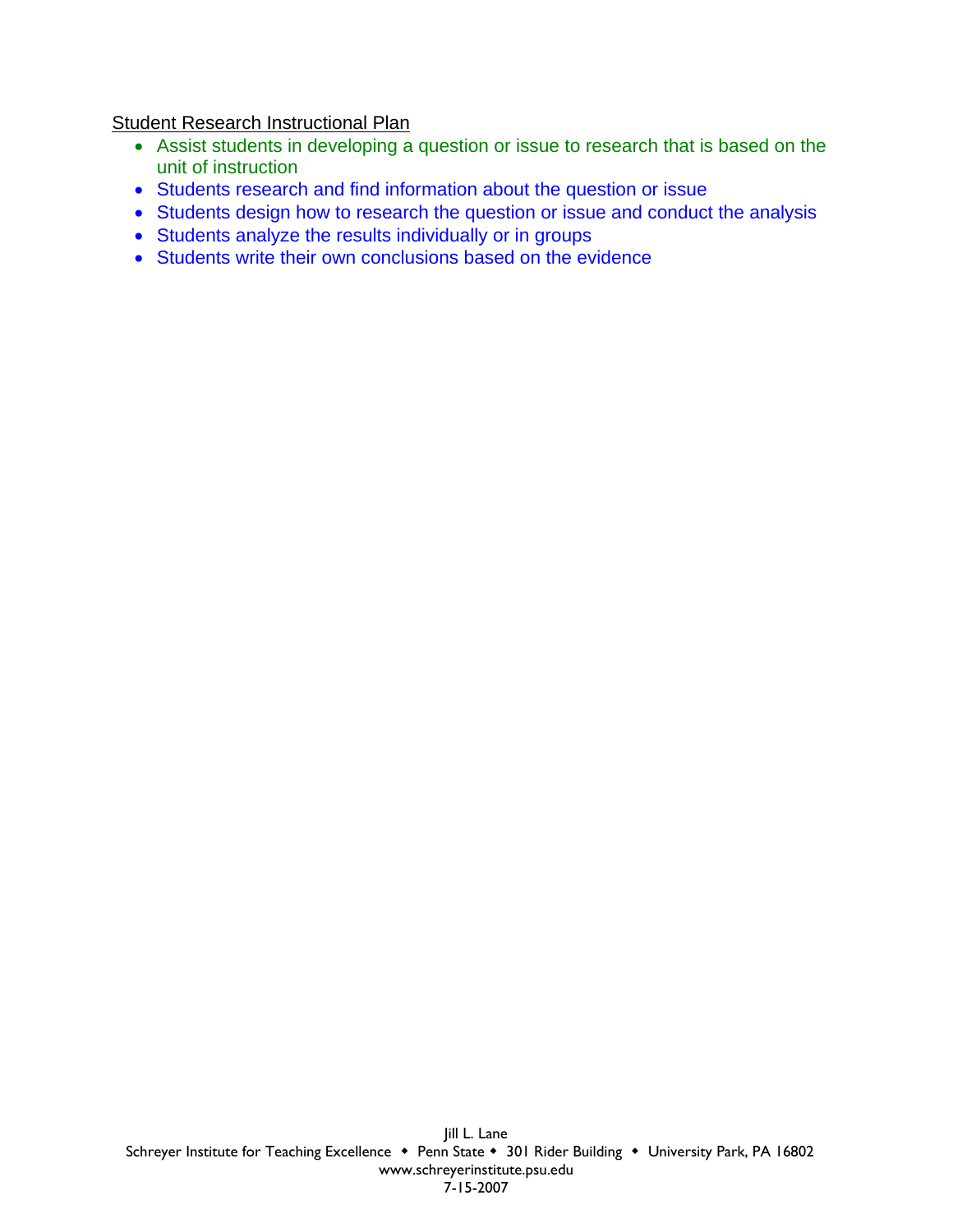Student Research Instructional Plan

- Assist students in developing a question or issue to research that is based on the unit of instruction
- Students research and find information about the question or issue
- Students design how to research the question or issue and conduct the analysis
- Students analyze the results individually or in groups
- Students write their own conclusions based on the evidence